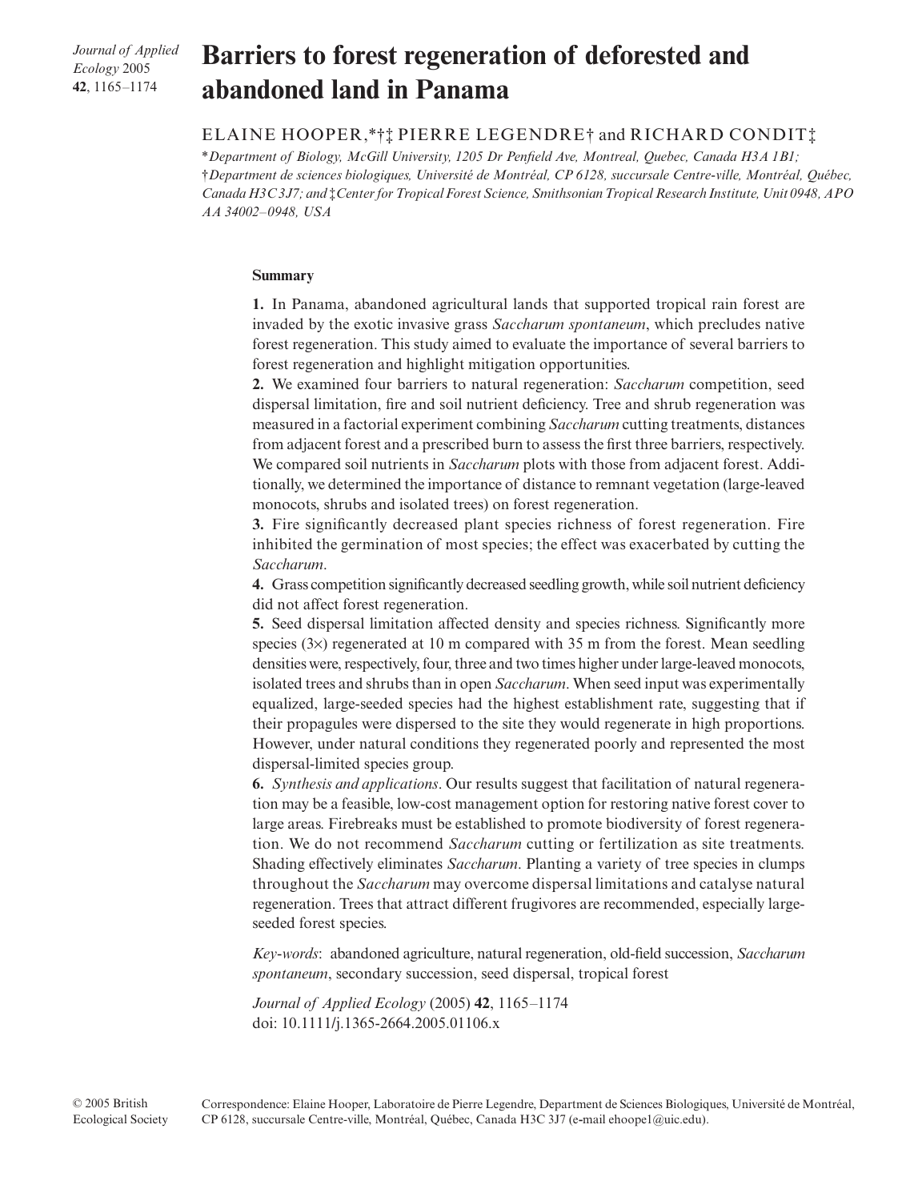# Barriers to forest regeneration of deforested and abandoned land in Panama

ELAINE HOOPER,*†‡ PIERRE LEGENDRE† and RICHARD CONDIT‡

*Department of Biology, McGill University, 1205 Dr Penfield Ave, Montreal, Quebec, Canada H3A 1B1; †Department de sciences biologiques, Université de Montréal, CP 6128, succursale Centre-ville, Montréal, Québec, Canada H3C 3J7; and ‡Center for Tropical Forest Science, Smithsonian Tropical Research Institute, Unit 0948, APO AA 34002–0948, USA*

## Summary

**1.** In Panama, abandoned agricultural lands that supported tropical rain forest are invaded by the exotic invasive grass *Saccharum spontaneum*, which precludes native forest regeneration. This study aimed to evaluate the importance of several barriers to forest regeneration and highlight mitigation opportunities.

**2.** We examined four barriers to natural regeneration: *Saccharum* competition, seed dispersal limitation, fire and soil nutrient deficiency. Tree and shrub regeneration was measured in a factorial experiment combining *Saccharum* cutting treatments, distances from adjacent forest and a prescribed burn to assess the first three barriers, respectively. We compared soil nutrients in *Saccharum* plots with those from adjacent forest. Additionally, we determined the importance of distance to remnant vegetation (large-leaved monocots, shrubs and isolated trees) on forest regeneration.

**3.** Fire significantly decreased plant species richness of forest regeneration. Fire inhibited the germination of most species; the effect was exacerbated by cutting the *Saccharum*.

**4.** Grass competition significantly decreased seedling growth, while soil nutrient deficiency did not affect forest regeneration.

**5.** Seed dispersal limitation affected density and species richness. Significantly more species (3×) regenerated at 10 m compared with 35 m from the forest. Mean seedling densities were, respectively, four, three and two times higher under large-leaved monocots, isolated trees and shrubs than in open *Saccharum*. When seed input was experimentally equalized, large-seeded species had the highest establishment rate, suggesting that if their propagules were dispersed to the site they would regenerate in high proportions. However, under natural conditions they regenerated poorly and represented the most dispersal-limited species group.

**6.** *Synthesis and applications*. Our results suggest that facilitation of natural regeneration may be a feasible, low-cost management option for restoring native forest cover to large areas. Firebreaks must be established to promote biodiversity of forest regeneration. We do not recommend *Saccharum* cutting or fertilization as site treatments. Shading effectively eliminates *Saccharum*. Planting a variety of tree species in clumps throughout the *Saccharum* may overcome dispersal limitations and catalyse natural regeneration. Trees that attract different frugivores are recommended, especially large-seeded forest species.

*Key-words*: abandoned agriculture, natural regeneration, old-field succession, *Saccharum spontaneum*, secondary succession, seed dispersal, tropical forest

*Journal of Applied Ecology* (2005) **42**, 1165–1174
doi: 10.1111/j.1365-2664.2005.01106.x

© 2005 British Ecological Society

Correspondence: Elaine Hooper, Laboratoire de Pierre Legendre, Department de Sciences Biologiques, Université de Montréal, CP 6128, succursale Centre-ville, Montréal, Québec, Canada H3C 3J7 (e-mail ehoope1@uic.edu).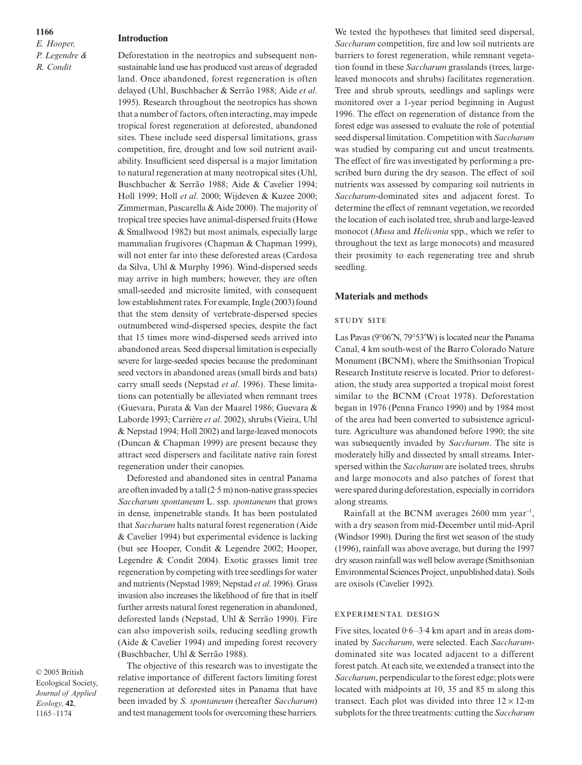## Introduction

Deforestation in the neotropics and subsequent non-sustainable land use has produced vast areas of degraded land. Once abandoned, forest regeneration is often delayed (Uhl, Buschbacher & Serrão 1988; Aide *et al*. 1995). Research throughout the neotropics has shown that a number of factors, often interacting, may impede tropical forest regeneration at deforested, abandoned sites. These include seed dispersal limitations, grass competition, fire, drought and low soil nutrient availability. Insufficient seed dispersal is a major limitation to natural regeneration at many neotropical sites (Uhl, Buschbacher & Serrão 1988; Aide & Cavelier 1994; Holl 1999; Holl *et al*. 2000; Wijdeven & Kuzee 2000; Zimmerman, Pascarella & Aide 2000). The majority of tropical tree species have animal-dispersed fruits (Howe & Smallwood 1982) but most animals, especially large mammalian frugivores (Chapman & Chapman 1999), will not enter far into these deforested areas (Cardosa da Silva, Uhl & Murphy 1996). Wind-dispersed seeds may arrive in high numbers; however, they are often small-seeded and microsite limited, with consequent low establishment rates. For example, Ingle (2003) found that the stem density of vertebrate-dispersed species outnumbered wind-dispersed species, despite the fact that 15 times more wind-dispersed seeds arrived into abandoned areas. Seed dispersal limitation is especially severe for large-seeded species because the predominant seed vectors in abandoned areas (small birds and bats) carry small seeds (Nepstad *et al*. 1996). These limitations can potentially be alleviated when remnant trees (Guevara, Purata & Van der Maarel 1986; Guevara & Laborde 1993; Carrière *et al*. 2002), shrubs (Vieira, Uhl & Nepstad 1994; Holl 2002) and large-leaved monocots (Duncan & Chapman 1999) are present because they attract seed dispersers and facilitate native rain forest regeneration under their canopies.

Deforested and abandoned sites in central Panama are often invaded by a tall (2·5 m) non-native grass species *Saccharum spontaneum* L. ssp. *spontaneum* that grows in dense, impenetrable stands. It has been postulated that *Saccharum* halts natural forest regeneration (Aide & Cavelier 1994) but experimental evidence is lacking (but see Hooper, Condit & Legendre 2002; Hooper, Legendre & Condit 2004). Exotic grasses limit tree regeneration by competing with tree seedlings for water and nutrients (Nepstad 1989; Nepstad *et al*. 1996). Grass invasion also increases the likelihood of fire that in itself further arrests natural forest regeneration in abandoned, deforested lands (Nepstad, Uhl & Serrão 1990). Fire can also impoverish soils, reducing seedling growth (Aide & Cavelier 1994) and impeding forest recovery (Buschbacher, Uhl & Serrão 1988).

The objective of this research was to investigate the relative importance of different factors limiting forest regeneration at deforested sites in Panama that have been invaded by *S. spontaneum* (hereafter *Saccharum*) and test management tools for overcoming these barriers. We tested the hypotheses that limited seed dispersal, *Saccharum* competition, fire and low soil nutrients are barriers to forest regeneration, while remnant vegetation found in these *Saccharum* grasslands (trees, large-leaved monocots and shrubs) facilitates regeneration. Tree and shrub sprouts, seedlings and saplings were monitored over a 1-year period beginning in August 1996. The effect on regeneration of distance from the forest edge was assessed to evaluate the role of potential seed dispersal limitation. Competition with *Saccharum* was studied by comparing cut and uncut treatments. The effect of fire was investigated by performing a prescribed burn during the dry season. The effect of soil nutrients was assessed by comparing soil nutrients in *Saccharum*-dominated sites and adjacent forest. To determine the effect of remnant vegetation, we recorded the location of each isolated tree, shrub and large-leaved monocot (*Musa* and *Heliconia* spp., which we refer to throughout the text as large monocots) and measured their proximity to each regenerating tree and shrub seedling.

## Materials and methods

### Study site

Las Pavas (9°06′N, 79°53′W) is located near the Panama Canal, 4 km south-west of the Barro Colorado Nature Monument (BCNM), where the Smithsonian Tropical Research Institute reserve is located. Prior to deforestation, the study area supported a tropical moist forest similar to the BCNM (Croat 1978). Deforestation began in 1976 (Penna Franco 1990) and by 1984 most of the area had been converted to subsistence agriculture. Agriculture was abandoned before 1990; the site was subsequently invaded by *Saccharum*. The site is moderately hilly and dissected by small streams. Interspersed within the *Saccharum* are isolated trees, shrubs and large monocots and also patches of forest that were spared during deforestation, especially in corridors along streams.

Rainfall at the BCNM averages 2600 mm year$^{-1}$, with a dry season from mid-December until mid-April (Windsor 1990). During the first wet season of the study (1996), rainfall was above average, but during the 1997 dry season rainfall was well below average (Smithsonian Environmental Sciences Project, unpublished data). Soils are oxisols (Cavelier 1992).

### Experimental design

Five sites, located 0·6–3·4 km apart and in areas dominated by *Saccharum*, were selected. Each *Saccharum*-dominated site was located adjacent to a different forest patch. At each site, we extended a transect into the *Saccharum*, perpendicular to the forest edge; plots were located with midpoints at 10, 35 and 85 m along this transect. Each plot was divided into three 12 × 12-m subplots for the three treatments: cutting the *Saccharum*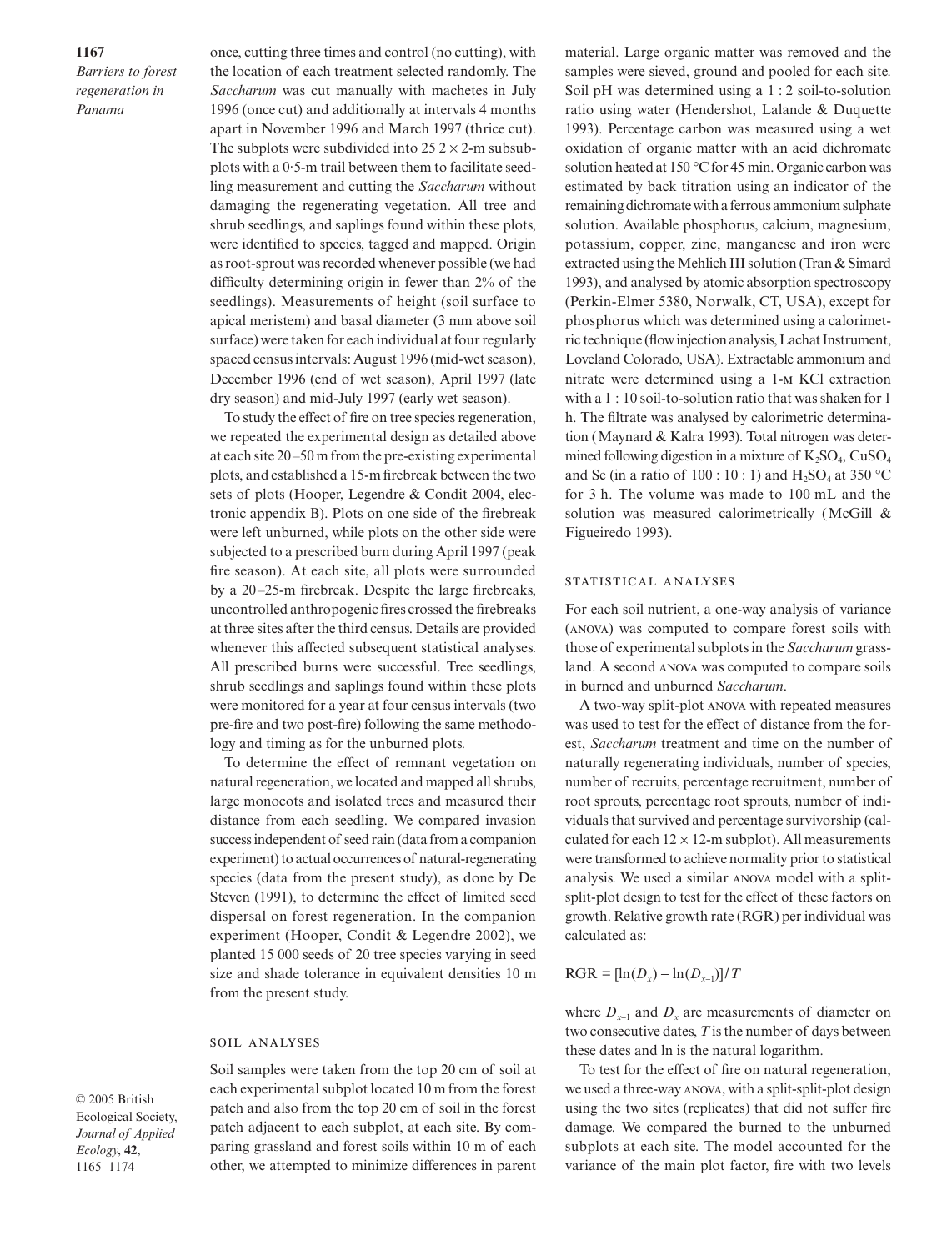once, cutting three times and control (no cutting), with the location of each treatment selected randomly. The *Saccharum* was cut manually with machetes in July 1996 (once cut) and additionally at intervals 4 months apart in November 1996 and March 1997 (thrice cut). The subplots were subdivided into 25 $2 \times 2$-m subsubplots with a 0·5-m trail between them to facilitate seedling measurement and cutting the *Saccharum* without damaging the regenerating vegetation. All tree and shrub seedlings, and saplings found within these plots, were identified to species, tagged and mapped. Origin as root-sprout was recorded whenever possible (we had difficulty determining origin in fewer than 2% of the seedlings). Measurements of height (soil surface to apical meristem) and basal diameter (3 mm above soil surface) were taken for each individual at four regularly spaced census intervals: August 1996 (mid-wet season), December 1996 (end of wet season), April 1997 (late dry season) and mid-July 1997 (early wet season).

To study the effect of fire on tree species regeneration, we repeated the experimental design as detailed above at each site 20–50 m from the pre-existing experimental plots, and established a 15-m firebreak between the two sets of plots (Hooper, Legendre & Condit 2004, electronic appendix B). Plots on one side of the firebreak were left unburned, while plots on the other side were subjected to a prescribed burn during April 1997 (peak fire season). At each site, all plots were surrounded by a 20–25-m firebreak. Despite the large firebreaks, uncontrolled anthropogenic fires crossed the firebreaks at three sites after the third census. Details are provided whenever this affected subsequent statistical analyses. All prescribed burns were successful. Tree seedlings, shrub seedlings and saplings found within these plots were monitored for a year at four census intervals (two pre-fire and two post-fire) following the same methodology and timing as for the unburned plots.

To determine the effect of remnant vegetation on natural regeneration, we located and mapped all shrubs, large monocots and isolated trees and measured their distance from each seedling. We compared invasion success independent of seed rain (data from a companion experiment) to actual occurrences of natural-regenerating species (data from the present study), as done by De Steven (1991), to determine the effect of limited seed dispersal on forest regeneration. In the companion experiment (Hooper, Condit & Legendre 2002), we planted 15 000 seeds of 20 tree species varying in seed size and shade tolerance in equivalent densities 10 m from the present study.

### Soil analyses

Soil samples were taken from the top 20 cm of soil at each experimental subplot located 10 m from the forest patch and also from the top 20 cm of soil in the forest patch adjacent to each subplot, at each site. By comparing grassland and forest soils within 10 m of each other, we attempted to minimize differences in parent material. Large organic matter was removed and the samples were sieved, ground and pooled for each site. Soil pH was determined using a 1 : 2 soil-to-solution ratio using water (Hendershot, Lalande & Duquette 1993). Percentage carbon was measured using a wet oxidation of organic matter with an acid dichromate solution heated at 150 °C for 45 min. Organic carbon was estimated by back titration using an indicator of the remaining dichromate with a ferrous ammonium sulphate solution. Available phosphorus, calcium, magnesium, potassium, copper, zinc, manganese and iron were extracted using the Mehlich III solution (Tran & Simard 1993), and analysed by atomic absorption spectroscopy (Perkin-Elmer 5380, Norwalk, CT, USA), except for phosphorus which was determined using a calorimetric technique (flow injection analysis, Lachat Instrument, Loveland Colorado, USA). Extractable ammonium and nitrate were determined using a 1-M KCl extraction with a 1 : 10 soil-to-solution ratio that was shaken for 1 h. The filtrate was analysed by calorimetric determination (Maynard & Kalra 1993). Total nitrogen was determined following digestion in a mixture of $K_2SO_4$, $CuSO_4$ and Se (in a ratio of 100 : 10 : 1) and $H_2SO_4$ at 350 °C for 3 h. The volume was made to 100 mL and the solution was measured calorimetrically (McGill & Figueiredo 1993).

### Statistical analyses

For each soil nutrient, a one-way analysis of variance (ANOVA) was computed to compare forest soils with those of experimental subplots in the *Saccharum* grassland. A second ANOVA was computed to compare soils in burned and unburned *Saccharum*.

A two-way split-plot ANOVA with repeated measures was used to test for the effect of distance from the forest, *Saccharum* treatment and time on the number of naturally regenerating individuals, number of species, number of recruits, percentage recruitment, number of root sprouts, percentage root sprouts, number of individuals that survived and percentage survivorship (calculated for each $12 \times 12$-m subplot). All measurements were transformed to achieve normality prior to statistical analysis. We used a similar ANOVA model with a split-split-plot design to test for the effect of these factors on growth. Relative growth rate (RGR) per individual was calculated as:

$$\text{RGR} = [\ln(D_x) - \ln(D_{x-1})]/T$$

where $D_{x-1}$ and $D_x$ are measurements of diameter on two consecutive dates, $T$ is the number of days between these dates and ln is the natural logarithm.

To test for the effect of fire on natural regeneration, we used a three-way ANOVA, with a split-split-plot design using the two sites (replicates) that did not suffer fire damage. We compared the burned to the unburned subplots at each site. The model accounted for the variance of the main plot factor, fire with two levels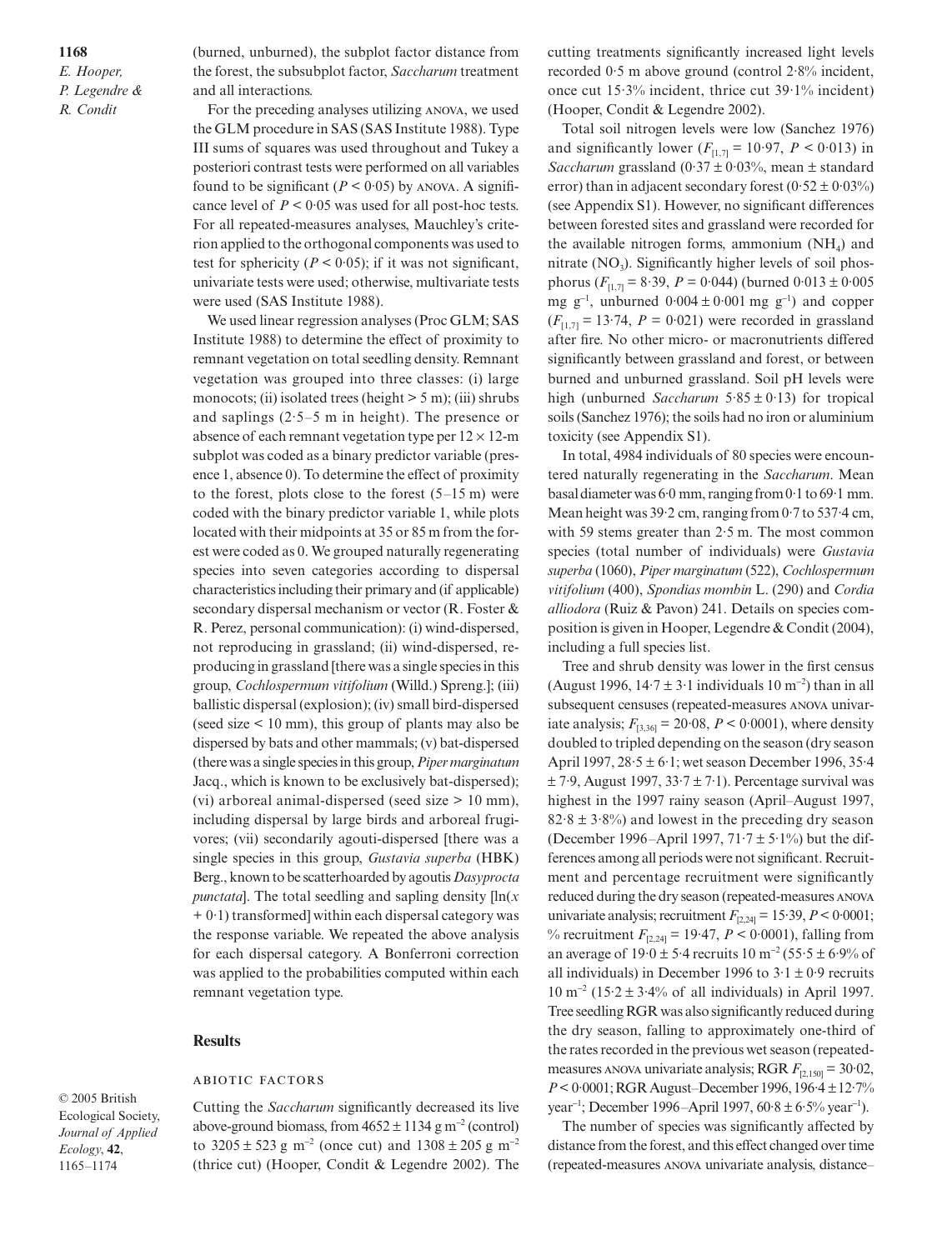(burned, unburned), the subplot factor distance from the forest, the subsubplot factor, *Saccharum* treatment and all interactions.

For the preceding analyses utilizing ANOVA, we used the GLM procedure in SAS (SAS Institute 1988). Type III sums of squares was used throughout and Tukey a posteriori contrast tests were performed on all variables found to be significant ($P < 0{\cdot}05$) by ANOVA. A significance level of $P < 0{\cdot}05$ was used for all post-hoc tests. For all repeated-measures analyses, Mauchley's criterion applied to the orthogonal components was used to test for sphericity ($P < 0{\cdot}05$); if it was not significant, univariate tests were used; otherwise, multivariate tests were used (SAS Institute 1988).

We used linear regression analyses (Proc GLM; SAS Institute 1988) to determine the effect of proximity to remnant vegetation on total seedling density. Remnant vegetation was grouped into three classes: (i) large monocots; (ii) isolated trees (height > 5 m); (iii) shrubs and saplings (2·5–5 m in height). The presence or absence of each remnant vegetation type per 12 × 12-m subplot was coded as a binary predictor variable (presence 1, absence 0). To determine the effect of proximity to the forest, plots close to the forest (5–15 m) were coded with the binary predictor variable 1, while plots located with their midpoints at 35 or 85 m from the forest were coded as 0. We grouped naturally regenerating species into seven categories according to dispersal characteristics including their primary and (if applicable) secondary dispersal mechanism or vector (R. Foster & R. Perez, personal communication): (i) wind-dispersed, not reproducing in grassland; (ii) wind-dispersed, reproducing in grassland [there was a single species in this group, *Cochlospermum vitifolium* (Willd.) Spreng.]; (iii) ballistic dispersal (explosion); (iv) small bird-dispersed (seed size < 10 mm), this group of plants may also be dispersed by bats and other mammals; (v) bat-dispersed (there was a single species in this group, *Piper marginatum* Jacq., which is known to be exclusively bat-dispersed); (vi) arboreal animal-dispersed (seed size > 10 mm), including dispersal by large birds and arboreal frugivores; (vii) secondarily agouti-dispersed [there was a single species in this group, *Gustavia superba* (HBK) Berg., known to be scatterhoarded by agoutis *Dasyprocta punctata*]. The total seedling and sapling density [$\ln(x + 0{\cdot}1)$ transformed] within each dispersal category was the response variable. We repeated the above analysis for each dispersal category. A Bonferroni correction was applied to the probabilities computed within each remnant vegetation type.

## Results

### ABIOTIC FACTORS

Cutting the *Saccharum* significantly decreased its live above-ground biomass, from 4652 ± 1134 g m$^{-2}$ (control) to 3205 ± 523 g m$^{-2}$ (once cut) and 1308 ± 205 g m$^{-2}$ (thrice cut) (Hooper, Condit & Legendre 2002). The cutting treatments significantly increased light levels recorded 0·5 m above ground (control 2·8% incident, once cut 15·3% incident, thrice cut 39·1% incident) (Hooper, Condit & Legendre 2002).

Total soil nitrogen levels were low (Sanchez 1976) and significantly lower ($F_{[1,7]} = 10{\cdot}97$, $P < 0{\cdot}013$) in *Saccharum* grassland (0·37 ± 0·03%, mean ± standard error) than in adjacent secondary forest (0·52 ± 0·03%) (see Appendix S1). However, no significant differences between forested sites and grassland were recorded for the available nitrogen forms, ammonium ($NH_4$) and nitrate ($NO_3$). Significantly higher levels of soil phosphorus ($F_{[1,7]} = 8{\cdot}39$, $P = 0{\cdot}044$) (burned 0·013 ± 0·005 mg g$^{-1}$, unburned 0·004 ± 0·001 mg g$^{-1}$) and copper ($F_{[1,7]} = 13{\cdot}74$, $P = 0{\cdot}021$) were recorded in grassland after fire. No other micro- or macronutrients differed significantly between grassland and forest, or between burned and unburned grassland. Soil pH levels were high (unburned *Saccharum* 5·85 ± 0·13) for tropical soils (Sanchez 1976); the soils had no iron or aluminium toxicity (see Appendix S1).

In total, 4984 individuals of 80 species were encountered naturally regenerating in the *Saccharum*. Mean basal diameter was 6·0 mm, ranging from 0·1 to 69·1 mm. Mean height was 39·2 cm, ranging from 0·7 to 537·4 cm, with 59 stems greater than 2·5 m. The most common species (total number of individuals) were *Gustavia superba* (1060), *Piper marginatum* (522), *Cochlospermum vitifolium* (400), *Spondias mombin* L. (290) and *Cordia alliodora* (Ruiz & Pavon) 241. Details on species composition is given in Hooper, Legendre & Condit (2004), including a full species list.

Tree and shrub density was lower in the first census (August 1996, 14·7 ± 3·1 individuals 10 m$^{-2}$) than in all subsequent censuses (repeated-measures ANOVA univariate analysis; $F_{[3,36]} = 20{\cdot}08$, $P < 0{\cdot}0001$), where density doubled to tripled depending on the season (dry season April 1997, 28·5 ± 6·1; wet season December 1996, 35·4 ± 7·9, August 1997, 33·7 ± 7·1). Percentage survival was highest in the 1997 rainy season (April–August 1997, 82·8 ± 3·8%) and lowest in the preceding dry season (December 1996–April 1997, 71·7 ± 5·1%) but the differences among all periods were not significant. Recruitment and percentage recruitment were significantly reduced during the dry season (repeated-measures ANOVA univariate analysis; recruitment $F_{[2,24]} = 15{\cdot}39$, $P < 0{\cdot}0001$; % recruitment $F_{[2,24]} = 19{\cdot}47$, $P < 0{\cdot}0001$), falling from an average of 19·0 ± 5·4 recruits 10 m$^{-2}$ (55·5 ± 6·9% of all individuals) in December 1996 to 3·1 ± 0·9 recruits 10 m$^{-2}$ (15·2 ± 3·4% of all individuals) in April 1997. Tree seedling RGR was also significantly reduced during the dry season, falling to approximately one-third of the rates recorded in the previous wet season (repeated-measures ANOVA univariate analysis; RGR $F_{[2,150]} = 30{\cdot}02$, $P < 0{\cdot}0001$; RGR August–December 1996, 196·4 ± 12·7% year$^{-1}$; December 1996–April 1997, 60·8 ± 6·5% year$^{-1}$).

The number of species was significantly affected by distance from the forest, and this effect changed over time (repeated-measures ANOVA univariate analysis, distance–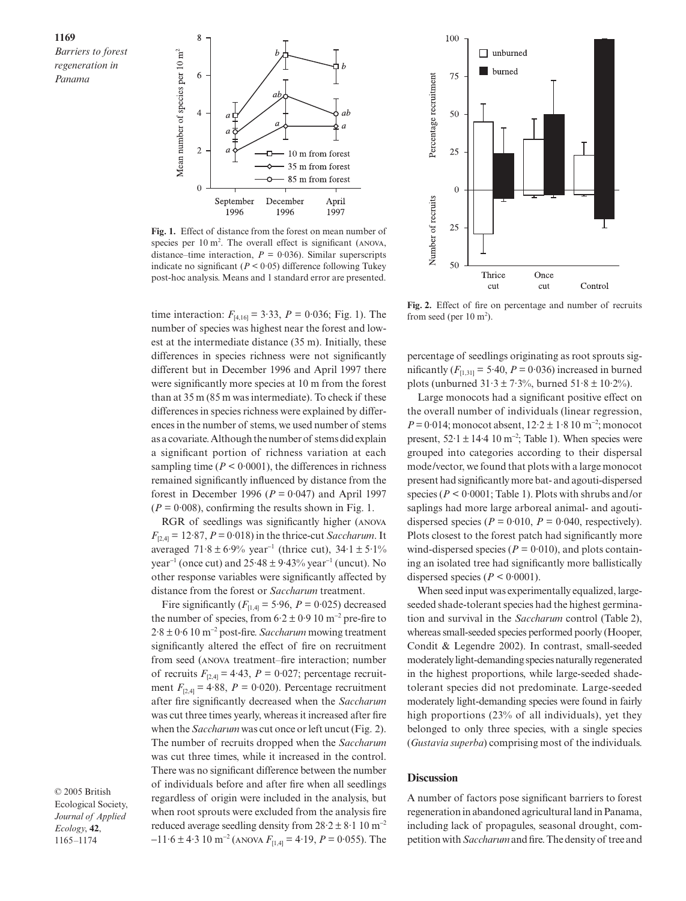**Fig. 1.** Effect of distance from the forest on mean number of species per 10 m$^2$. The overall effect is significant (ANOVA, distance–time interaction, $P = 0.036$). Similar superscripts indicate no significant ($P < 0.05$) difference following Tukey post-hoc analysis. Means and 1 standard error are presented.

**Fig. 2.** Effect of fire on percentage and number of recruits from seed (per 10 m$^2$).

time interaction: $F_{[4,16]} = 3.33$, $P = 0.036$; Fig. 1). The number of species was highest near the forest and lowest at the intermediate distance (35 m). Initially, these differences in species richness were not significantly different but in December 1996 and April 1997 there were significantly more species at 10 m from the forest than at 35 m (85 m was intermediate). To check if these differences in species richness were explained by differences in the number of stems, we used number of stems as a covariate. Although the number of stems did explain a significant portion of richness variation at each sampling time ($P < 0.0001$), the differences in richness remained significantly influenced by distance from the forest in December 1996 ($P = 0.047$) and April 1997 ($P = 0.008$), confirming the results shown in Fig. 1.

RGR of seedlings was significantly higher (ANOVA $F_{[2,4]} = 12.87$, $P = 0.018$) in the thrice-cut *Saccharum*. It averaged $71.8 \pm 6.9\%$ year$^{-1}$ (thrice cut), $34.1 \pm 5.1\%$ year$^{-1}$ (once cut) and $25.48 \pm 9.43\%$ year$^{-1}$ (uncut). No other response variables were significantly affected by distance from the forest or *Saccharum* treatment.

Fire significantly ($F_{[1,4]} = 5.96$, $P = 0.025$) decreased the number of species, from $6.2 \pm 0.9$ 10 m$^{-2}$ pre-fire to $2.8 \pm 0.6$ 10 m$^{-2}$ post-fire. *Saccharum* mowing treatment significantly altered the effect of fire on recruitment from seed (ANOVA treatment–fire interaction; number of recruits $F_{[2,4]} = 4.43$, $P = 0.027$; percentage recruitment $F_{[2,4]} = 4.88$, $P = 0.020$). Percentage recruitment after fire significantly decreased when the *Saccharum* was cut three times yearly, whereas it increased after fire when the *Saccharum* was cut once or left uncut (Fig. 2). The number of recruits dropped when the *Saccharum* was cut three times, while it increased in the control. There was no significant difference between the number of individuals before and after fire when all seedlings regardless of origin were included in the analysis, but when root sprouts were excluded from the analysis fire reduced average seedling density from $28.2 \pm 8.1$ 10 m$^{-2}$ –$11.6 \pm 4.3$ 10 m$^{-2}$ (ANOVA $F_{[1,4]} = 4.19$, $P = 0.055$). The percentage of seedlings originating as root sprouts significantly ($F_{[1,31]} = 5.40$, $P = 0.036$) increased in burned plots (unburned $31.3 \pm 7.3\%$, burned $51.8 \pm 10.2\%$).

Large monocots had a significant positive effect on the overall number of individuals (linear regression, $P = 0.014$; monocot absent, $12.2 \pm 1.8$ 10 m$^{-2}$; monocot present, $52.1 \pm 14.4$ 10 m$^{-2}$; Table 1). When species were grouped into categories according to their dispersal mode/vector, we found that plots with a large monocot present had significantly more bat- and agouti-dispersed species ($P < 0.0001$; Table 1). Plots with shrubs and/or saplings had more large arboreal animal- and agouti-dispersed species ($P = 0.010$, $P = 0.040$, respectively). Plots closest to the forest patch had significantly more wind-dispersed species ($P = 0.010$), and plots containing an isolated tree had significantly more ballistically dispersed species ($P < 0.0001$).

When seed input was experimentally equalized, large-seeded shade-tolerant species had the highest germination and survival in the *Saccharum* control (Table 2), whereas small-seeded species performed poorly (Hooper, Condit & Legendre 2002). In contrast, small-seeded moderately light-demanding species naturally regenerated in the highest proportions, while large-seeded shade-tolerant species did not predominate. Large-seeded moderately light-demanding species were found in fairly high proportions (23% of all individuals), yet they belonged to only three species, with a single species (*Gustavia superba*) comprising most of the individuals.

## Discussion

A number of factors pose significant barriers to forest regeneration in abandoned agricultural land in Panama, including lack of propagules, seasonal drought, competition with *Saccharum* and fire. The density of tree and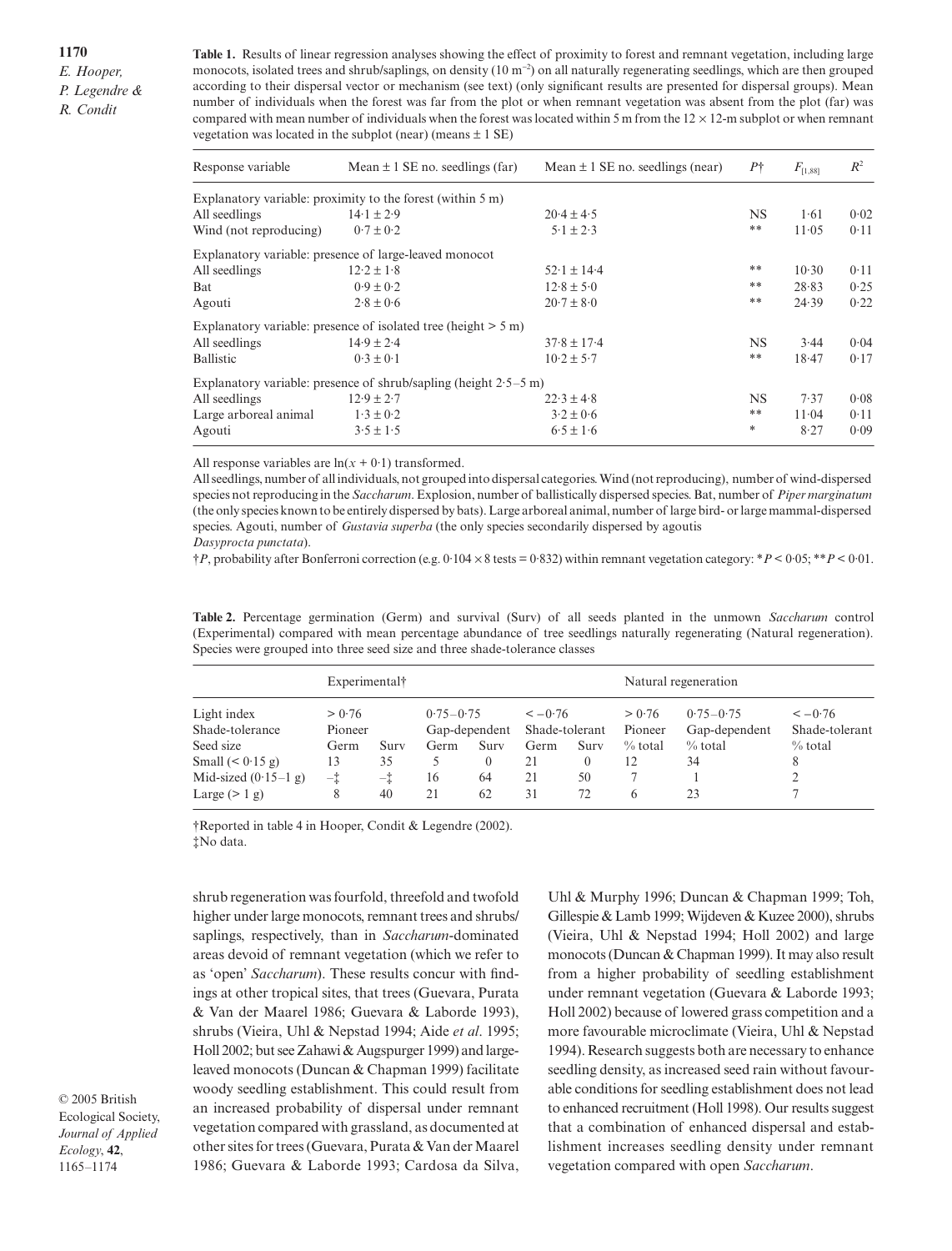**Table 1.** Results of linear regression analyses showing the effect of proximity to forest and remnant vegetation, including large monocots, isolated trees and shrub/saplings, on density (10 m$^{-2}$) on all naturally regenerating seedlings, which are then grouped according to their dispersal vector or mechanism (see text) (only significant results are presented for dispersal groups). Mean number of individuals when the forest was far from the plot or when remnant vegetation was absent from the plot (far) was compared with mean number of individuals when the forest was located within 5 m from the 12 × 12-m subplot or when remnant vegetation was located in the subplot (near) (means ± 1 SE)

| Response variable | Mean ± 1 SE no. seedlings (far) | Mean ± 1 SE no. seedlings (near) | $P$† | $F_{[1,88]}$ | $R^2$ |
|---|---|---|---|---|---|
| Explanatory variable: proximity to the forest (within 5 m) | | | | | |
| All seedlings | 14·1 ± 2·9 | 20·4 ± 4·5 | NS | 1·61 | 0·02 |
| Wind (not reproducing) | 0·7 ± 0·2 | 5·1 ± 2·3 | ** | 11·05 | 0·11 |
| Explanatory variable: presence of large-leaved monocot | | | | | |
| All seedlings | 12·2 ± 1·8 | 52·1 ± 14·4 | ** | 10·30 | 0·11 |
| Bat | 0·9 ± 0·2 | 12·8 ± 5·0 | ** | 28·83 | 0·25 |
| Agouti | 2·8 ± 0·6 | 20·7 ± 8·0 | ** | 24·39 | 0·22 |
| Explanatory variable: presence of isolated tree (height > 5 m) | | | | | |
| All seedlings | 14·9 ± 2·4 | 37·8 ± 17·4 | NS | 3·44 | 0·04 |
| Ballistic | 0·3 ± 0·1 | 10·2 ± 5·7 | ** | 18·47 | 0·17 |
| Explanatory variable: presence of shrub/sapling (height 2·5–5 m) | | | | | |
| All seedlings | 12·9 ± 2·7 | 22·3 ± 4·8 | NS | 7·37 | 0·08 |
| Large arboreal animal | 1·3 ± 0·2 | 3·2 ± 0·6 | ** | 11·04 | 0·11 |
| Agouti | 3·5 ± 1·5 | 6·5 ± 1·6 | * | 8·27 | 0·09 |

All response variables are $\ln(x + 0{\cdot}1)$ transformed.

All seedlings, number of all individuals, not grouped into dispersal categories. Wind (not reproducing), number of wind-dispersed species not reproducing in the *Saccharum*. Explosion, number of ballistically dispersed species. Bat, number of *Piper marginatum* (the only species known to be entirely dispersed by bats). Large arboreal animal, number of large bird- or large mammal-dispersed species. Agouti, number of *Gustavia superba* (the only species secondarily dispersed by agoutis *Dasyprocta punctata*).

†$P$, probability after Bonferroni correction (e.g. 0·104 × 8 tests = 0·832) within remnant vegetation category: *$P$ < 0·05; **$P$ < 0·01.

**Table 2.** Percentage germination (Germ) and survival (Surv) of all seeds planted in the unmown *Saccharum* control (Experimental) compared with mean percentage abundance of tree seedlings naturally regenerating (Natural regeneration). Species were grouped into three seed size and three shade-tolerance classes

| | Experimental† | | | | | | Natural regeneration | | |
|---|---|---|---|---|---|---|---|---|---|
| Light index | > 0·76 | | 0·75–0·75 | | < −0·76 | | > 0·76 | 0·75–0·75 | < −0·76 |
| Shade-tolerance | Pioneer | | Gap-dependent | | Shade-tolerant | | Pioneer | Gap-dependent | Shade-tolerant |
| Seed size | Germ | Surv | Germ | Surv | Germ | Surv | % total | % total | % total |
| Small (< 0·15 g) | 13 | 35 | 5 | 0 | 21 | 0 | 12 | 34 | 8 |
| Mid-sized (0·15–1 g) | –‡ | –‡ | 16 | 64 | 21 | 50 | 7 | 1 | 2 |
| Large (> 1 g) | 8 | 40 | 21 | 62 | 31 | 72 | 6 | 23 | 7 |

†Reported in table 4 in Hooper, Condit & Legendre (2002).
‡No data.

shrub regeneration was fourfold, threefold and twofold higher under large monocots, remnant trees and shrubs/saplings, respectively, than in *Saccharum*-dominated areas devoid of remnant vegetation (which we refer to as 'open' *Saccharum*). These results concur with findings at other tropical sites, that trees (Guevara, Purata & Van der Maarel 1986; Guevara & Laborde 1993), shrubs (Vieira, Uhl & Nepstad 1994; Aide *et al*. 1995; Holl 2002; but see Zahawi & Augspurger 1999) and large-leaved monocots (Duncan & Chapman 1999) facilitate woody seedling establishment. This could result from an increased probability of dispersal under remnant vegetation compared with grassland, as documented at other sites for trees (Guevara, Purata & Van der Maarel 1986; Guevara & Laborde 1993; Cardosa da Silva, Uhl & Murphy 1996; Duncan & Chapman 1999; Toh, Gillespie & Lamb 1999; Wijdeven & Kuzee 2000), shrubs (Vieira, Uhl & Nepstad 1994; Holl 2002) and large monocots (Duncan & Chapman 1999). It may also result from a higher probability of seedling establishment under remnant vegetation (Guevara & Laborde 1993; Holl 2002) because of lowered grass competition and a more favourable microclimate (Vieira, Uhl & Nepstad 1994). Research suggests both are necessary to enhance seedling density, as increased seed rain without favourable conditions for seedling establishment does not lead to enhanced recruitment (Holl 1998). Our results suggest that a combination of enhanced dispersal and establishment increases seedling density under remnant vegetation compared with open *Saccharum*.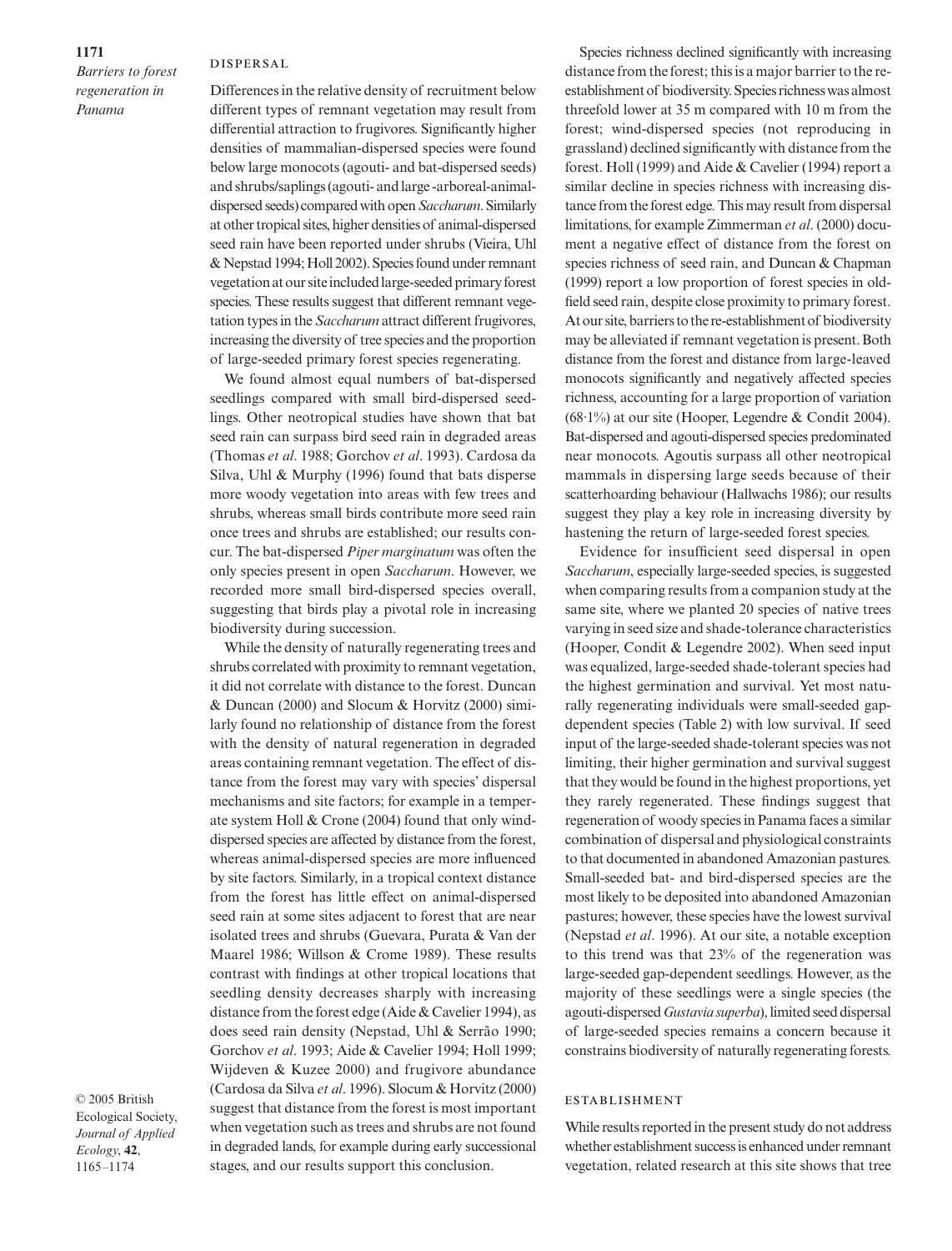### Dispersal

Differences in the relative density of recruitment below different types of remnant vegetation may result from differential attraction to frugivores. Significantly higher densities of mammalian-dispersed species were found below large monocots (agouti- and bat-dispersed seeds) and shrubs/saplings (agouti- and large -arboreal-animal-dispersed seeds) compared with open *Saccharum*. Similarly at other tropical sites, higher densities of animal-dispersed seed rain have been reported under shrubs (Vieira, Uhl & Nepstad 1994; Holl 2002). Species found under remnant vegetation at our site included large-seeded primary forest species. These results suggest that different remnant vegetation types in the *Saccharum* attract different frugivores, increasing the diversity of tree species and the proportion of large-seeded primary forest species regenerating.

We found almost equal numbers of bat-dispersed seedlings compared with small bird-dispersed seedlings. Other neotropical studies have shown that bat seed rain can surpass bird seed rain in degraded areas (Thomas *et al*. 1988; Gorchov *et al*. 1993). Cardosa da Silva, Uhl & Murphy (1996) found that bats disperse more woody vegetation into areas with few trees and shrubs, whereas small birds contribute more seed rain once trees and shrubs are established; our results concur. The bat-dispersed *Piper marginatum* was often the only species present in open *Saccharum*. However, we recorded more small bird-dispersed species overall, suggesting that birds play a pivotal role in increasing biodiversity during succession.

While the density of naturally regenerating trees and shrubs correlated with proximity to remnant vegetation, it did not correlate with distance to the forest. Duncan & Duncan (2000) and Slocum & Horvitz (2000) similarly found no relationship of distance from the forest with the density of natural regeneration in degraded areas containing remnant vegetation. The effect of distance from the forest may vary with species' dispersal mechanisms and site factors; for example in a temperate system Holl & Crone (2004) found that only wind-dispersed species are affected by distance from the forest, whereas animal-dispersed species are more influenced by site factors. Similarly, in a tropical context distance from the forest has little effect on animal-dispersed seed rain at some sites adjacent to forest that are near isolated trees and shrubs (Guevara, Purata & Van der Maarel 1986; Willson & Crome 1989). These results contrast with findings at other tropical locations that seedling density decreases sharply with increasing distance from the forest edge (Aide & Cavelier 1994), as does seed rain density (Nepstad, Uhl & Serrão 1990; Gorchov *et al*. 1993; Aide & Cavelier 1994; Holl 1999; Wijdeven & Kuzee 2000) and frugivore abundance (Cardosa da Silva *et al*. 1996). Slocum & Horvitz (2000) suggest that distance from the forest is most important when vegetation such as trees and shrubs are not found in degraded lands, for example during early successional stages, and our results support this conclusion.

Species richness declined significantly with increasing distance from the forest; this is a major barrier to the re-establishment of biodiversity. Species richness was almost threefold lower at 35 m compared with 10 m from the forest; wind-dispersed species (not reproducing in grassland) declined significantly with distance from the forest. Holl (1999) and Aide & Cavelier (1994) report a similar decline in species richness with increasing distance from the forest edge. This may result from dispersal limitations, for example Zimmerman *et al*. (2000) document a negative effect of distance from the forest on species richness of seed rain, and Duncan & Chapman (1999) report a low proportion of forest species in old-field seed rain, despite close proximity to primary forest. At our site, barriers to the re-establishment of biodiversity may be alleviated if remnant vegetation is present. Both distance from the forest and distance from large-leaved monocots significantly and negatively affected species richness, accounting for a large proportion of variation (68·1%) at our site (Hooper, Legendre & Condit 2004). Bat-dispersed and agouti-dispersed species predominated near monocots. Agoutis surpass all other neotropical mammals in dispersing large seeds because of their scatterhoarding behaviour (Hallwachs 1986); our results suggest they play a key role in increasing diversity by hastening the return of large-seeded forest species.

Evidence for insufficient seed dispersal in open *Saccharum*, especially large-seeded species, is suggested when comparing results from a companion study at the same site, where we planted 20 species of native trees varying in seed size and shade-tolerance characteristics (Hooper, Condit & Legendre 2002). When seed input was equalized, large-seeded shade-tolerant species had the highest germination and survival. Yet most naturally regenerating individuals were small-seeded gap-dependent species (Table 2) with low survival. If seed input of the large-seeded shade-tolerant species was not limiting, their higher germination and survival suggest that they would be found in the highest proportions, yet they rarely regenerated. These findings suggest that regeneration of woody species in Panama faces a similar combination of dispersal and physiological constraints to that documented in abandoned Amazonian pastures. Small-seeded bat- and bird-dispersed species are the most likely to be deposited into abandoned Amazonian pastures; however, these species have the lowest survival (Nepstad *et al*. 1996). At our site, a notable exception to this trend was that 23% of the regeneration was large-seeded gap-dependent seedlings. However, as the majority of these seedlings were a single species (the agouti-dispersed *Gustavia superba*), limited seed dispersal of large-seeded species remains a concern because it constrains biodiversity of naturally regenerating forests.

### Establishment

While results reported in the present study do not address whether establishment success is enhanced under remnant vegetation, related research at this site shows that tree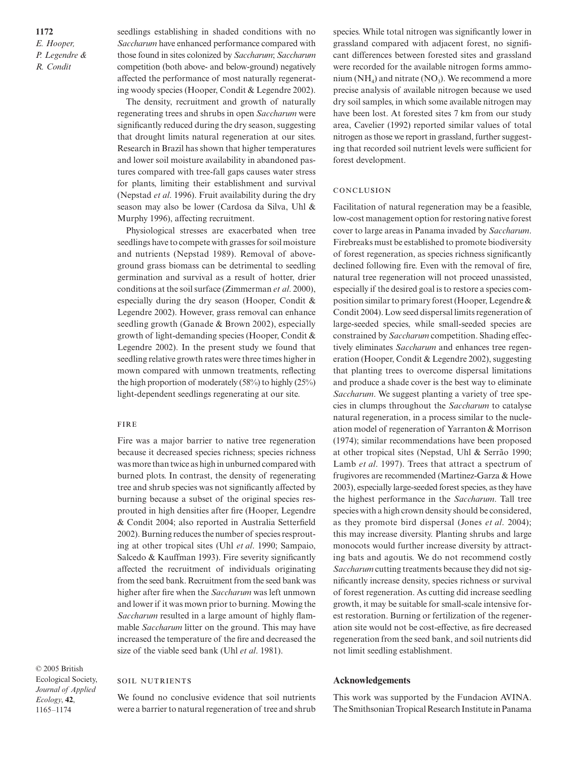seedlings establishing in shaded conditions with no *Saccharum* have enhanced performance compared with those found in sites colonized by *Saccharum*; *Saccharum* competition (both above- and below-ground) negatively affected the performance of most naturally regenerating woody species (Hooper, Condit & Legendre 2002).

The density, recruitment and growth of naturally regenerating trees and shrubs in open *Saccharum* were significantly reduced during the dry season, suggesting that drought limits natural regeneration at our sites. Research in Brazil has shown that higher temperatures and lower soil moisture availability in abandoned pastures compared with tree-fall gaps causes water stress for plants, limiting their establishment and survival (Nepstad *et al*. 1996). Fruit availability during the dry season may also be lower (Cardosa da Silva, Uhl & Murphy 1996), affecting recruitment.

Physiological stresses are exacerbated when tree seedlings have to compete with grasses for soil moisture and nutrients (Nepstad 1989). Removal of above-ground grass biomass can be detrimental to seedling germination and survival as a result of hotter, drier conditions at the soil surface (Zimmerman *et al*. 2000), especially during the dry season (Hooper, Condit & Legendre 2002). However, grass removal can enhance seedling growth (Ganade & Brown 2002), especially growth of light-demanding species (Hooper, Condit & Legendre 2002). In the present study we found that seedling relative growth rates were three times higher in mown compared with unmown treatments, reflecting the high proportion of moderately (58%) to highly (25%) light-dependent seedlings regenerating at our site.

### Fire

Fire was a major barrier to native tree regeneration because it decreased species richness; species richness was more than twice as high in unburned compared with burned plots. In contrast, the density of regenerating tree and shrub species was not significantly affected by burning because a subset of the original species resprouted in high densities after fire (Hooper, Legendre & Condit 2004; also reported in Australia Setterfield 2002). Burning reduces the number of species resprouting at other tropical sites (Uhl *et al*. 1990; Sampaio, Salcedo & Kauffman 1993). Fire severity significantly affected the recruitment of individuals originating from the seed bank. Recruitment from the seed bank was higher after fire when the *Saccharum* was left unmown and lower if it was mown prior to burning. Mowing the *Saccharum* resulted in a large amount of highly flammable *Saccharum* litter on the ground. This may have increased the temperature of the fire and decreased the size of the viable seed bank (Uhl *et al*. 1981).

### Soil nutrients

We found no conclusive evidence that soil nutrients were a barrier to natural regeneration of tree and shrub species. While total nitrogen was significantly lower in grassland compared with adjacent forest, no significant differences between forested sites and grassland were recorded for the available nitrogen forms ammonium ($NH_4$) and nitrate ($NO_3$). We recommend a more precise analysis of available nitrogen because we used dry soil samples, in which some available nitrogen may have been lost. At forested sites 7 km from our study area, Cavelier (1992) reported similar values of total nitrogen as those we report in grassland, further suggesting that recorded soil nutrient levels were sufficient for forest development.

## Conclusion

Facilitation of natural regeneration may be a feasible, low-cost management option for restoring native forest cover to large areas in Panama invaded by *Saccharum*. Firebreaks must be established to promote biodiversity of forest regeneration, as species richness significantly declined following fire. Even with the removal of fire, natural tree regeneration will not proceed unassisted, especially if the desired goal is to restore a species composition similar to primary forest (Hooper, Legendre & Condit 2004). Low seed dispersal limits regeneration of large-seeded species, while small-seeded species are constrained by *Saccharum* competition. Shading effectively eliminates *Saccharum* and enhances tree regeneration (Hooper, Condit & Legendre 2002), suggesting that planting trees to overcome dispersal limitations and produce a shade cover is the best way to eliminate *Saccharum*. We suggest planting a variety of tree species in clumps throughout the *Saccharum* to catalyse natural regeneration, in a process similar to the nucleation model of regeneration of Yarranton & Morrison (1974); similar recommendations have been proposed at other tropical sites (Nepstad, Uhl & Serrão 1990; Lamb *et al*. 1997). Trees that attract a spectrum of frugivores are recommended (Martinez-Garza & Howe 2003), especially large-seeded forest species, as they have the highest performance in the *Saccharum*. Tall tree species with a high crown density should be considered, as they promote bird dispersal (Jones *et al*. 2004); this may increase diversity. Planting shrubs and large monocots would further increase diversity by attracting bats and agoutis. We do not recommend costly *Saccharum* cutting treatments because they did not significantly increase density, species richness or survival of forest regeneration. As cutting did increase seedling growth, it may be suitable for small-scale intensive forest restoration. Burning or fertilization of the regeneration site would not be cost-effective, as fire decreased regeneration from the seed bank, and soil nutrients did not limit seedling establishment.

## Acknowledgements

This work was supported by the Fundacion AVINA. The Smithsonian Tropical Research Institute in Panama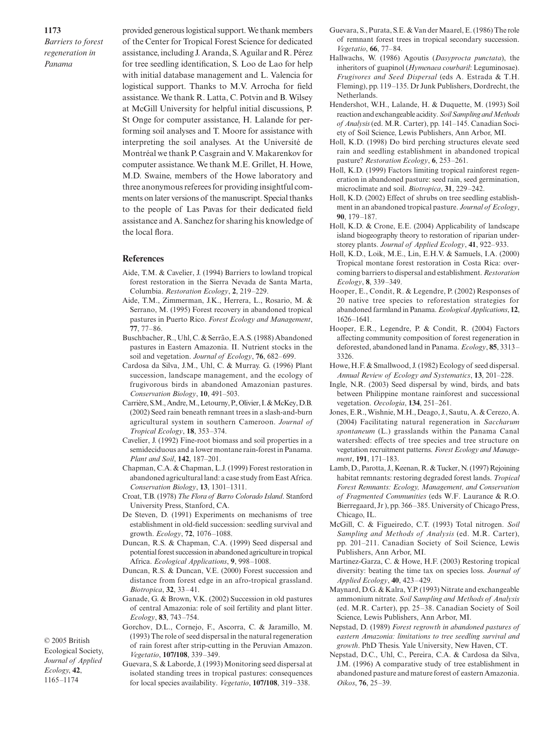provided generous logistical support. We thank members of the Center for Tropical Forest Science for dedicated assistance, including J. Aranda, S. Aguilar and R. Pérez for tree seedling identification, S. Loo de Lao for help with initial database management and L. Valencia for logistical support. Thanks to M.V. Arrocha for field assistance. We thank R. Latta, C. Potvin and B. Wilsey at McGill University for helpful initial discussions, P. St Onge for computer assistance, H. Lalande for performing soil analyses and T. Moore for assistance with interpreting the soil analyses. At the Université de Montréal we thank P. Casgrain and V. Makarenkov for computer assistance. We thank M.E. Grillet, H. Howe, M.D. Swaine, members of the Howe laboratory and three anonymous referees for providing insightful comments on later versions of the manuscript. Special thanks to the people of Las Pavas for their dedicated field assistance and A. Sanchez for sharing his knowledge of the local flora.

## References

Aide, T.M. & Cavelier, J. (1994) Barriers to lowland tropical forest restoration in the Sierra Nevada de Santa Marta, Columbia. *Restoration Ecology*, **2**, 219–229.

Aide, T.M., Zimmerman, J.K., Herrera, L., Rosario, M. & Serrano, M. (1995) Forest recovery in abandoned tropical pastures in Puerto Rico. *Forest Ecology and Management*, **77**, 77–86.

Buschbacher, R., Uhl, C. & Serrão, E.A.S. (1988) Abandoned pastures in Eastern Amazonia. II. Nutrient stocks in the soil and vegetation. *Journal of Ecology*, **76**, 682–699.

Cardosa da Silva, J.M., Uhl, C. & Murray. G. (1996) Plant succession, landscape management, and the ecology of frugivorous birds in abandoned Amazonian pastures. *Conservation Biology*, **10**, 491–503.

Carrière, S.M., Andre, M., Letourny, P., Olivier, I. & McKey, D.B. (2002) Seed rain beneath remnant trees in a slash-and-burn agricultural system in southern Cameroon. *Journal of Tropical Ecology*, **18**, 353–374.

Cavelier, J. (1992) Fine-root biomass and soil properties in a semideciduous and a lower montane rain-forest in Panama. *Plant and Soil*, **142**, 187–201.

Chapman, C.A. & Chapman, L.J. (1999) Forest restoration in abandoned agricultural land: a case study from East Africa. *Conservation Biology*, **13**, 1301–1311.

Croat, T.B. (1978) *The Flora of Barro Colorado Island*. Stanford University Press, Stanford, CA.

De Steven, D. (1991) Experiments on mechanisms of tree establishment in old-field succession: seedling survival and growth. *Ecology*, **72**, 1076–1088.

Duncan, R.S. & Chapman, C.A. (1999) Seed dispersal and potential forest succession in abandoned agriculture in tropical Africa. *Ecological Applications*, **9**, 998–1008.

Duncan, R.S. & Duncan, V.E. (2000) Forest succession and distance from forest edge in an afro-tropical grassland. *Biotropica*, **32**, 33–41.

Ganade, G. & Brown, V.K. (2002) Succession in old pastures of central Amazonia: role of soil fertility and plant litter. *Ecology*, **83**, 743–754.

Gorchov, D.L., Cornejo, F., Ascorra, C. & Jaramillo, M. (1993) The role of seed dispersal in the natural regeneration of rain forest after strip-cutting in the Peruvian Amazon. *Vegetatio*, **107/108**, 339–349.

Guevara, S. & Laborde, J. (1993) Monitoring seed dispersal at isolated standing trees in tropical pastures: consequences for local species availability. *Vegetatio*, **107/108**, 319–338.

Guevara, S., Purata, S.E. & Van der Maarel, E. (1986) The role of remnant forest trees in tropical secondary succession. *Vegetatio*, **66**, 77–84.

Hallwachs, W. (1986) Agoutis (*Dasyprocta punctata*), the inheritors of guapinol (*Hymenaea courbaril*: Leguminosae). *Frugivores and Seed Dispersal* (eds A. Estrada & T.H. Fleming), pp. 119–135. Dr Junk Publishers, Dordrecht, the Netherlands.

Hendershot, W.H., Lalande, H. & Duquette, M. (1993) Soil reaction and exchangeable acidity. *Soil Sampling and Methods of Analysis* (ed. M.R. Carter), pp. 141–145. Canadian Society of Soil Science, Lewis Publishers, Ann Arbor, MI.

Holl, K.D. (1998) Do bird perching structures elevate seed rain and seedling establishment in abandoned tropical pasture? *Restoration Ecology*, **6**, 253–261.

Holl, K.D. (1999) Factors limiting tropical rainforest regeneration in abandoned pasture: seed rain, seed germination, microclimate and soil. *Biotropica*, **31**, 229–242.

Holl, K.D. (2002) Effect of shrubs on tree seedling establishment in an abandoned tropical pasture. *Journal of Ecology*, **90**, 179–187.

Holl, K.D. & Crone, E.E. (2004) Applicability of landscape island biogeography theory to restoration of riparian understorey plants. *Journal of Applied Ecology*, **41**, 922–933.

Holl, K.D., Loik, M.E., Lin, E.H.V. & Samuels, I.A. (2000) Tropical montane forest restoration in Costa Rica: overcoming barriers to dispersal and establishment. *Restoration Ecology*, **8**, 339–349.

Hooper, E., Condit, R. & Legendre, P. (2002) Responses of 20 native tree species to reforestation strategies for abandoned farmland in Panama. *Ecological Applications*, **12**, 1626–1641.

Hooper, E.R., Legendre, P. & Condit, R. (2004) Factors affecting community composition of forest regeneration in deforested, abandoned land in Panama. *Ecology*, **85**, 3313–3326.

Howe, H.F. & Smallwood, J. (1982) Ecology of seed dispersal. *Annual Review of Ecology and Systematics*, **13**, 201–228.

Ingle, N.R. (2003) Seed dispersal by wind, birds, and bats between Philippine montane rainforest and successional vegetation. *Oecologia*, **134**, 251–261.

Jones, E.R., Wishnie, M.H., Deago, J., Sautu, A. & Cerezo, A. (2004) Facilitating natural regeneration in *Saccharum spontaneum* (L.) grasslands within the Panama Canal watershed: effects of tree species and tree structure on vegetation recruitment patterns. *Forest Ecology and Management*, **191**, 171–183.

Lamb, D., Parotta, J., Keenan, R. & Tucker, N. (1997) Rejoining habitat remnants: restoring degraded forest lands. *Tropical Forest Remnants: Ecology, Management, and Conservation of Fragmented Communities* (eds W.F. Laurance & R.O. Bierregaard, Jr), pp. 366–385. University of Chicago Press, Chicago, IL.

McGill, C. & Figueiredo, C.T. (1993) Total nitrogen. *Soil Sampling and Methods of Analysis* (ed. M.R. Carter), pp. 201–211. Canadian Society of Soil Science, Lewis Publishers, Ann Arbor, MI.

Martinez-Garza, C. & Howe, H.F. (2003) Restoring tropical diversity: beating the time tax on species loss. *Journal of Applied Ecology*, **40**, 423–429.

Maynard, D.G. & Kalra, Y.P. (1993) Nitrate and exchangeable ammonium nitrate. *Soil Sampling and Methods of Analysis* (ed. M.R. Carter), pp. 25–38. Canadian Society of Soil Science, Lewis Publishers, Ann Arbor, MI.

Nepstad, D. (1989) *Forest regrowth in abandoned pastures of eastern Amazonia: limitations to tree seedling survival and growth*. PhD Thesis. Yale University, New Haven, CT.

Nepstad, D.C., Uhl, C., Pereira, C.A. & Cardosa da Silva, J.M. (1996) A comparative study of tree establishment in abandoned pasture and mature forest of eastern Amazonia. *Oikos*, **76**, 25–39.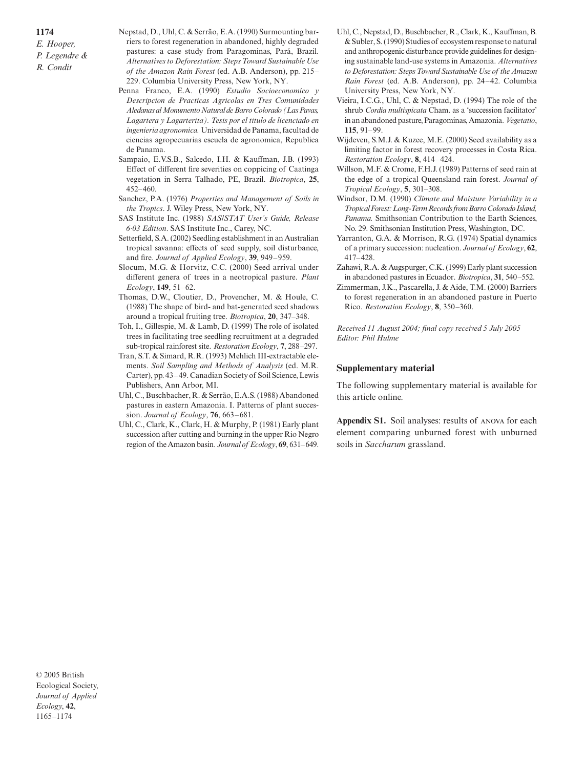Nepstad, D., Uhl, C. & Serrão, E.A. (1990) Surmounting barriers to forest regeneration in abandoned, highly degraded pastures: a case study from Paragominas, Pará, Brazil. *Alternatives to Deforestation: Steps Toward Sustainable Use of the Amazon Rain Forest* (ed. A.B. Anderson), pp. 215–229. Columbia University Press, New York, NY.

Penna Franco, E.A. (1990) *Estudio Socioeconomico y Descripcion de Practicas Agricolas en Tres Comunidades Aledanas al Monumento Natural de Barro Colorado (Las Pavas, Lagartera y Lagarterita). Tesis por el titulo de licenciado en ingenieria agronomica.* Universidad de Panama, facultad de ciencias agropecuarias escuela de agronomica, Republica de Panama.

Sampaio, E.V.S.B., Salcedo, I.H. & Kauffman, J.B. (1993) Effect of different fire severities on coppicing of Caatinga vegetation in Serra Talhado, PE, Brazil. *Biotropica*, **25**, 452–460.

Sanchez, P.A. (1976) *Properties and Management of Soils in the Tropics*. J. Wiley Press, New York, NY.

SAS Institute Inc. (1988) *SAS/STAT User's Guide, Release 6·03 Edition*. SAS Institute Inc., Carey, NC.

Setterfield, S.A. (2002) Seedling establishment in an Australian tropical savanna: effects of seed supply, soil disturbance, and fire. *Journal of Applied Ecology*, **39**, 949–959.

Slocum, M.G. & Horvitz, C.C. (2000) Seed arrival under different genera of trees in a neotropical pasture. *Plant Ecology*, **149**, 51–62.

Thomas, D.W., Cloutier, D., Provencher, M. & Houle, C. (1988) The shape of bird- and bat-generated seed shadows around a tropical fruiting tree. *Biotropica*, **20**, 347–348.

Toh, I., Gillespie, M. & Lamb, D. (1999) The role of isolated trees in facilitating tree seedling recruitment at a degraded sub-tropical rainforest site. *Restoration Ecology*, **7**, 288–297.

Tran, S.T. & Simard, R.R. (1993) Mehlich III-extractable elements. *Soil Sampling and Methods of Analysis* (ed. M.R. Carter), pp. 43–49. Canadian Society of Soil Science, Lewis Publishers, Ann Arbor, MI.

Uhl, C., Buschbacher, R. & Serrão, E.A.S. (1988) Abandoned pastures in eastern Amazonia. I. Patterns of plant succession. *Journal of Ecology*, **76**, 663–681.

Uhl, C., Clark, K., Clark, H. & Murphy, P. (1981) Early plant succession after cutting and burning in the upper Rio Negro region of the Amazon basin. *Journal of Ecology*, **69**, 631–649.

Uhl, C., Nepstad, D., Buschbacher, R., Clark, K., Kauffman, B. & Subler, S. (1990) Studies of ecosystem response to natural and anthropogenic disturbance provide guidelines for designing sustainable land-use systems in Amazonia. *Alternatives to Deforestation: Steps Toward Sustainable Use of the Amazon Rain Forest* (ed. A.B. Anderson), pp. 24–42. Columbia University Press, New York, NY.

Vieira, I.C.G., Uhl, C. & Nepstad, D. (1994) The role of the shrub *Cordia multispicata* Cham. as a 'succession facilitator' in an abandoned pasture, Paragominas, Amazonia. *Vegetatio*, **115**, 91–99.

Wijdeven, S.M.J. & Kuzee, M.E. (2000) Seed availability as a limiting factor in forest recovery processes in Costa Rica. *Restoration Ecology*, **8**, 414–424.

Willson, M.F. & Crome, F.H.J. (1989) Patterns of seed rain at the edge of a tropical Queensland rain forest. *Journal of Tropical Ecology*, **5**, 301–308.

Windsor, D.M. (1990) *Climate and Moisture Variability in a Tropical Forest: Long-Term Records from Barro Colorado Island, Panama.* Smithsonian Contribution to the Earth Sciences, No. 29. Smithsonian Institution Press, Washington, DC.

Yarranton, G.A. & Morrison, R.G. (1974) Spatial dynamics of a primary succession: nucleation. *Journal of Ecology*, **62**, 417–428.

Zahawi, R.A. & Augspurger, C.K. (1999) Early plant succession in abandoned pastures in Ecuador. *Biotropica*, **31**, 540–552.

Zimmerman, J.K., Pascarella, J. & Aide, T.M. (2000) Barriers to forest regeneration in an abandoned pasture in Puerto Rico. *Restoration Ecology*, **8**, 350–360.

*Received 11 August 2004; final copy received 5 July 2005*
*Editor: Phil Hulme*

## Supplementary material

The following supplementary material is available for this article online.

**Appendix S1.** Soil analyses: results of ANOVA for each element comparing unburned forest with unburned soils in *Saccharum* grassland.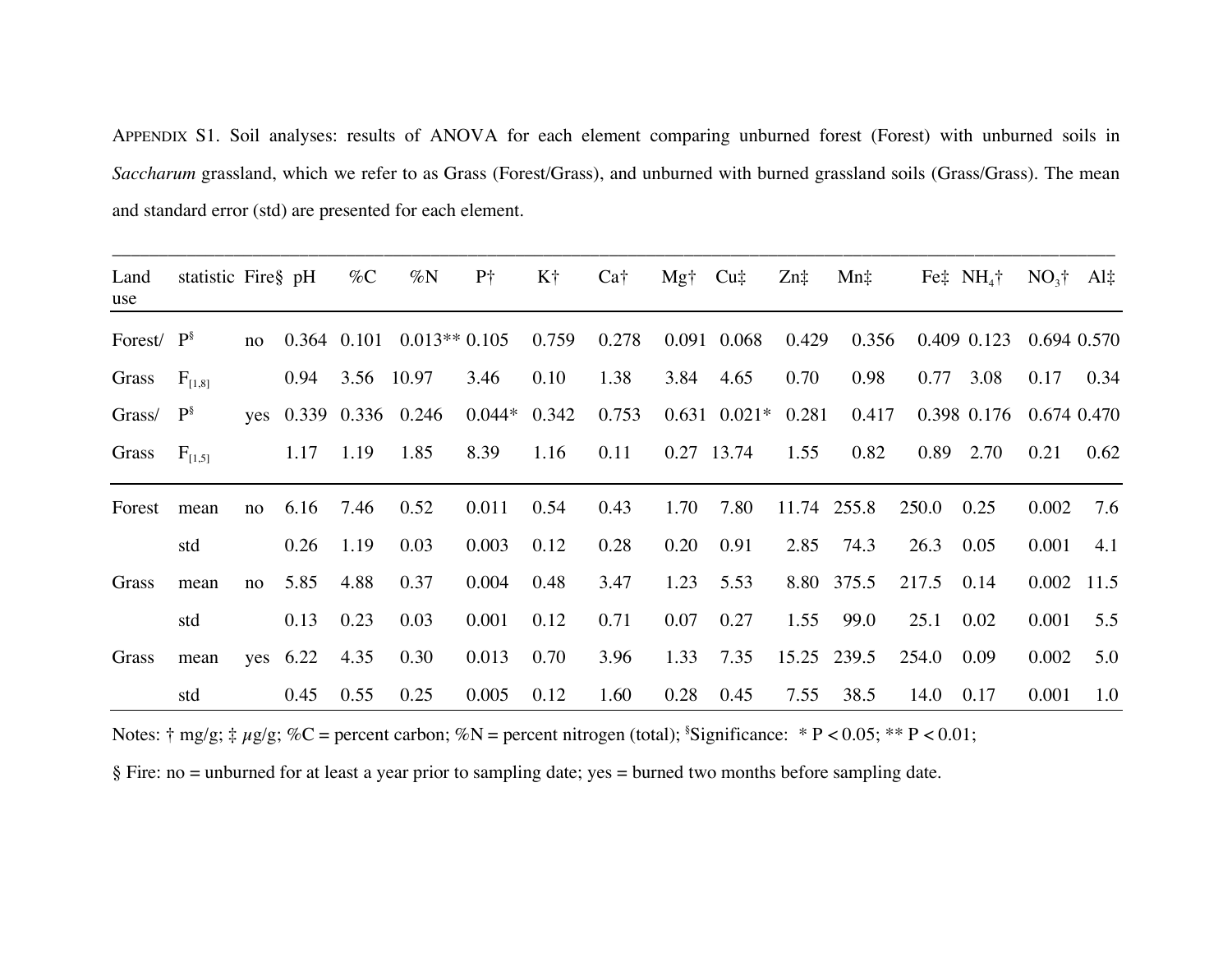APPENDIX S1. Soil analyses: results of ANOVA for each element comparing unburned forest (Forest) with unburned soils in *Saccharum* grassland, which we refer to as Grass (Forest/Grass), and unburned with burned grassland soils (Grass/Grass). The mean and standard error (std) are presented for each element.

| Land use | statistic | Fire§ | pH | %C | %N | P† | K† | Ca† | Mg† | Cu‡ | Zn‡ | Mn‡ | Fe‡ | $NH_4$† | $NO_3$† | Al‡ |
|---|---|---|---|---|---|---|---|---|---|---|---|---|---|---|---|---|
| Forest/ | P[§] | no | 0.364 | 0.101 | 0.013** | 0.105 | 0.759 | 0.278 | 0.091 | 0.068 | 0.429 | 0.356 | 0.409 | 0.123 | 0.694 | 0.570 |
| Grass | $F_{[1,8]}$ | | 0.94 | 3.56 | 10.97 | 3.46 | 0.10 | 1.38 | 3.84 | 4.65 | 0.70 | 0.98 | 0.77 | 3.08 | 0.17 | 0.34 |
| Grass/ | P[§] | yes | 0.339 | 0.336 | 0.246 | 0.044* | 0.342 | 0.753 | 0.631 | 0.021* | 0.281 | 0.417 | 0.398 | 0.176 | 0.674 | 0.470 |
| Grass | $F_{[1,5]}$ | | 1.17 | 1.19 | 1.85 | 8.39 | 1.16 | 0.11 | 0.27 | 13.74 | 1.55 | 0.82 | 0.89 | 2.70 | 0.21 | 0.62 |
| Forest | mean | no | 6.16 | 7.46 | 0.52 | 0.011 | 0.54 | 0.43 | 1.70 | 7.80 | 11.74 | 255.8 | 250.0 | 0.25 | 0.002 | 7.6 |
| | std | | 0.26 | 1.19 | 0.03 | 0.003 | 0.12 | 0.28 | 0.20 | 0.91 | 2.85 | 74.3 | 26.3 | 0.05 | 0.001 | 4.1 |
| Grass | mean | no | 5.85 | 4.88 | 0.37 | 0.004 | 0.48 | 3.47 | 1.23 | 5.53 | 8.80 | 375.5 | 217.5 | 0.14 | 0.002 | 11.5 |
| | std | | 0.13 | 0.23 | 0.03 | 0.001 | 0.12 | 0.71 | 0.07 | 0.27 | 1.55 | 99.0 | 25.1 | 0.02 | 0.001 | 5.5 |
| Grass | mean | yes | 6.22 | 4.35 | 0.30 | 0.013 | 0.70 | 3.96 | 1.33 | 7.35 | 15.25 | 239.5 | 254.0 | 0.09 | 0.002 | 5.0 |
| | std | | 0.45 | 0.55 | 0.25 | 0.005 | 0.12 | 1.60 | 0.28 | 0.45 | 7.55 | 38.5 | 14.0 | 0.17 | 0.001 | 1.0 |

Notes: † mg/g; ‡ μg/g; %C = percent carbon; %N = percent nitrogen (total); [§]Significance: * $P < 0.05$; ** $P < 0.01$;

§ Fire: no = unburned for at least a year prior to sampling date; yes = burned two months before sampling date.